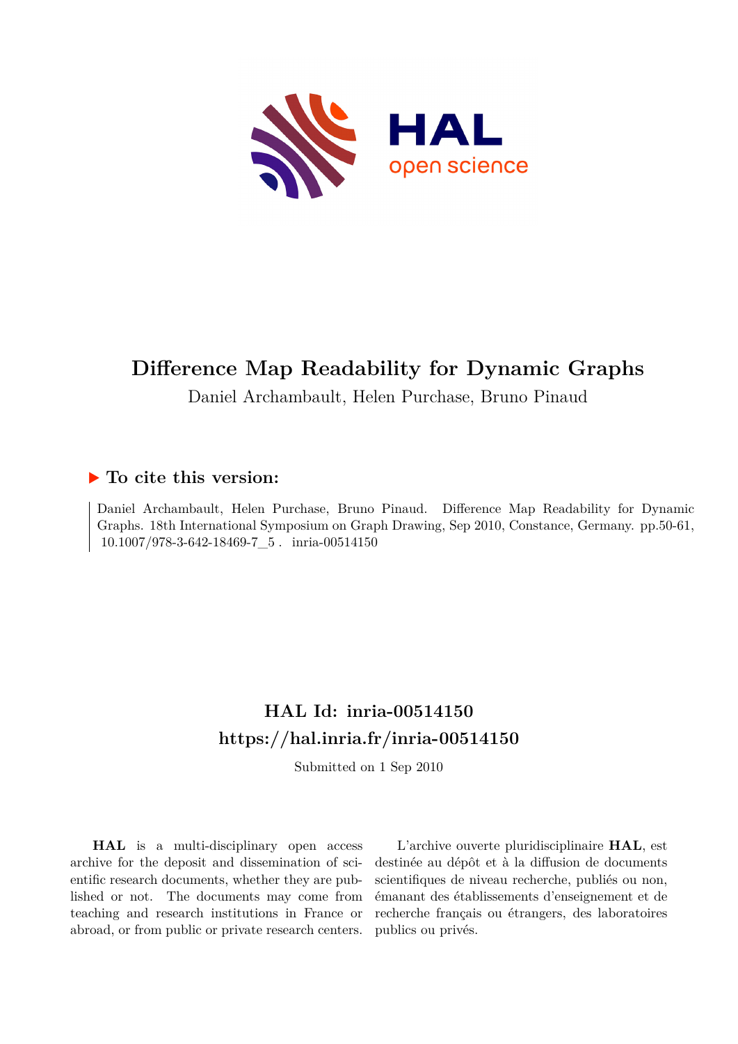# Difference Map Readability for Dynamic Graphs

Daniel Archambault, Helen Purchase, Bruno Pinaud

## ▶ To cite this version:

Daniel Archambault, Helen Purchase, Bruno Pinaud. Difference Map Readability for Dynamic Graphs. 18th International Symposium on Graph Drawing, Sep 2010, Constance, Germany. pp.50-61, 10.1007/978-3-642-18469-7_5 . inria-00514150

## HAL Id: inria-00514150
## https://hal.inria.fr/inria-00514150

Submitted on 1 Sep 2010

**HAL** is a multi-disciplinary open access archive for the deposit and dissemination of scientific research documents, whether they are published or not. The documents may come from teaching and research institutions in France or abroad, or from public or private research centers.

L'archive ouverte pluridisciplinaire **HAL**, est destinée au dépôt et à la diffusion de documents scientifiques de niveau recherche, publiés ou non, émanant des établissements d'enseignement et de recherche français ou étrangers, des laboratoires publics ou privés.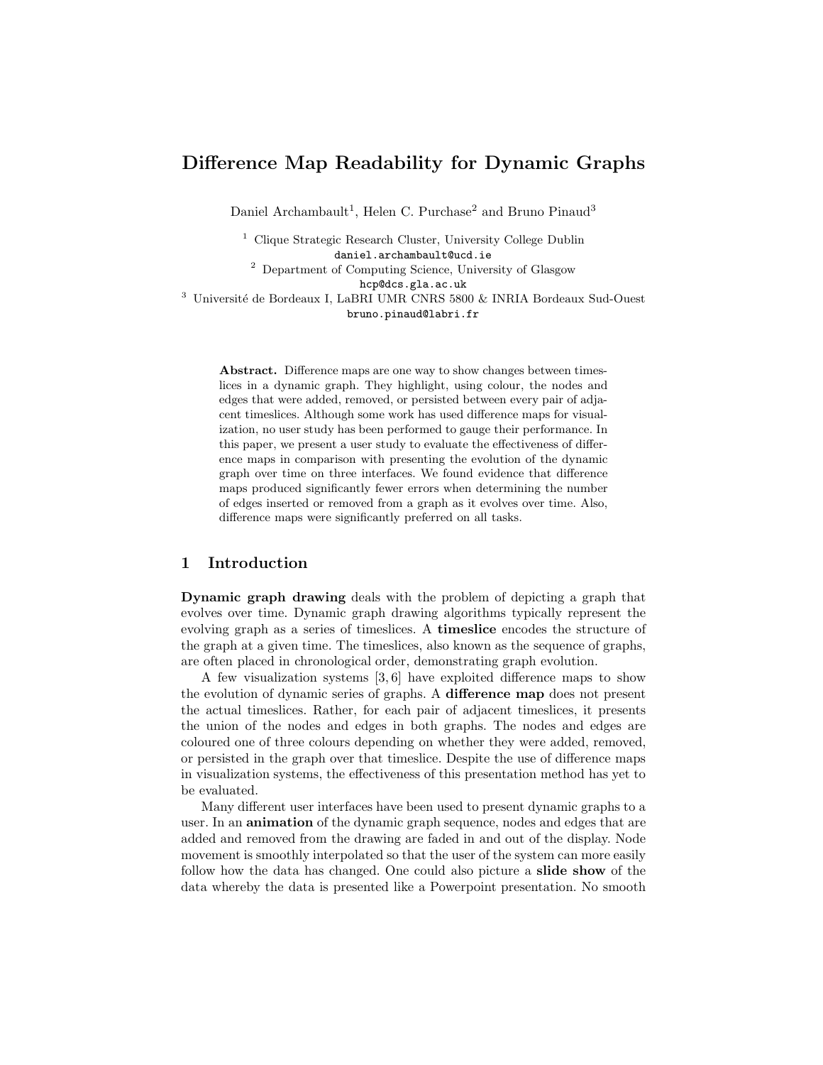# Difference Map Readability for Dynamic Graphs

Daniel Archambault[1], Helen C. Purchase[2] and Bruno Pinaud[3]

[1] Clique Strategic Research Cluster, University College Dublin
daniel.archambault@ucd.ie
[2] Department of Computing Science, University of Glasgow
hcp@dcs.gla.ac.uk
[3] Université de Bordeaux I, LaBRI UMR CNRS 5800 & INRIA Bordeaux Sud-Ouest
bruno.pinaud@labri.fr

**Abstract.** Difference maps are one way to show changes between timeslices in a dynamic graph. They highlight, using colour, the nodes and edges that were added, removed, or persisted between every pair of adjacent timeslices. Although some work has used difference maps for visualization, no user study has been performed to gauge their performance. In this paper, we present a user study to evaluate the effectiveness of difference maps in comparison with presenting the evolution of the dynamic graph over time on three interfaces. We found evidence that difference maps produced significantly fewer errors when determining the number of edges inserted or removed from a graph as it evolves over time. Also, difference maps were significantly preferred on all tasks.

## 1 Introduction

**Dynamic graph drawing** deals with the problem of depicting a graph that evolves over time. Dynamic graph drawing algorithms typically represent the evolving graph as a series of timeslices. A **timeslice** encodes the structure of the graph at a given time. The timeslices, also known as the sequence of graphs, are often placed in chronological order, demonstrating graph evolution.

A few visualization systems [3, 6] have exploited difference maps to show the evolution of dynamic series of graphs. A **difference map** does not present the actual timeslices. Rather, for each pair of adjacent timeslices, it presents the union of the nodes and edges in both graphs. The nodes and edges are coloured one of three colours depending on whether they were added, removed, or persisted in the graph over that timeslice. Despite the use of difference maps in visualization systems, the effectiveness of this presentation method has yet to be evaluated.

Many different user interfaces have been used to present dynamic graphs to a user. In an **animation** of the dynamic graph sequence, nodes and edges that are added and removed from the drawing are faded in and out of the display. Node movement is smoothly interpolated so that the user of the system can more easily follow how the data has changed. One could also picture a **slide show** of the data whereby the data is presented like a Powerpoint presentation. No smooth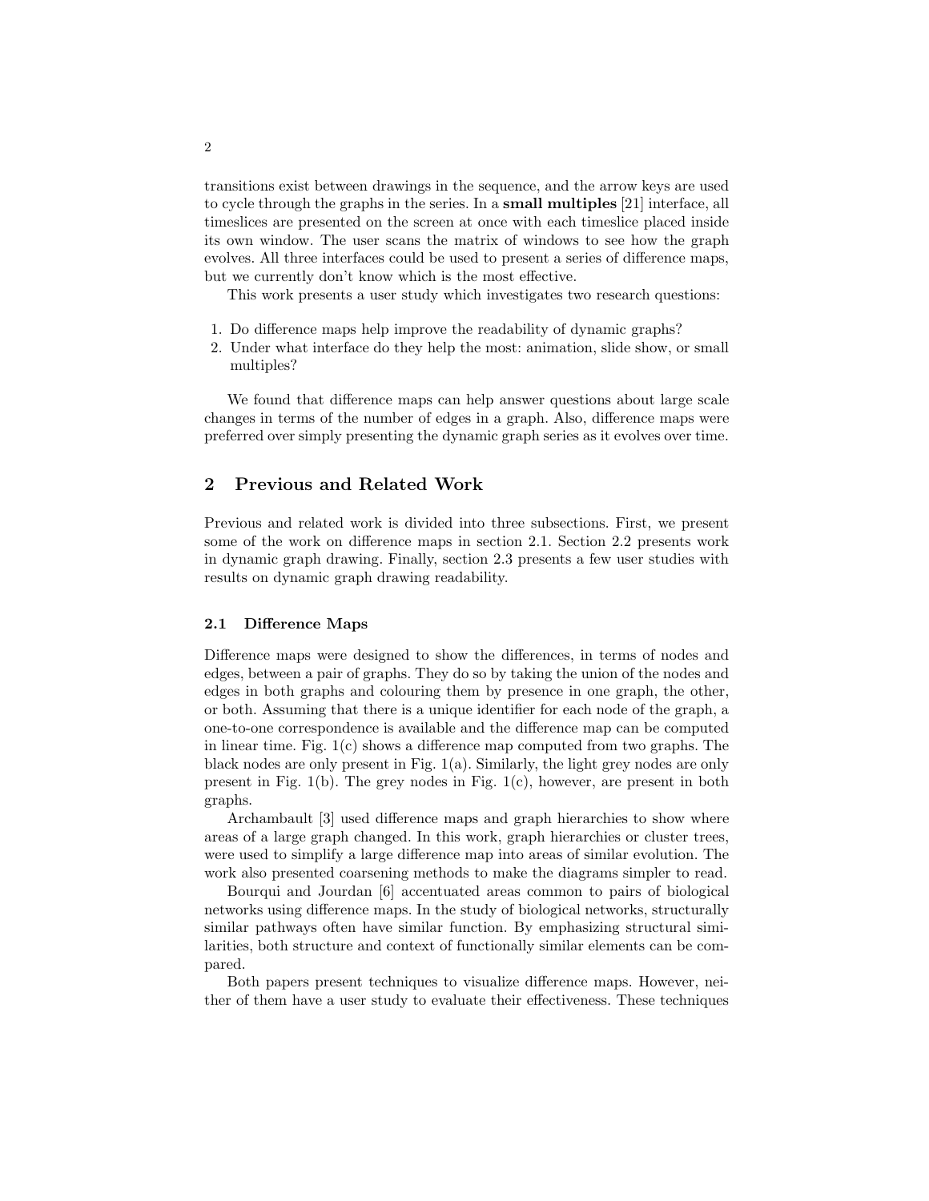transitions exist between drawings in the sequence, and the arrow keys are used to cycle through the graphs in the series. In a **small multiples** [21] interface, all timeslices are presented on the screen at once with each timeslice placed inside its own window. The user scans the matrix of windows to see how the graph evolves. All three interfaces could be used to present a series of difference maps, but we currently don't know which is the most effective.

This work presents a user study which investigates two research questions:

1. Do difference maps help improve the readability of dynamic graphs?
2. Under what interface do they help the most: animation, slide show, or small multiples?

We found that difference maps can help answer questions about large scale changes in terms of the number of edges in a graph. Also, difference maps were preferred over simply presenting the dynamic graph series as it evolves over time.

## 2 Previous and Related Work

Previous and related work is divided into three subsections. First, we present some of the work on difference maps in section 2.1. Section 2.2 presents work in dynamic graph drawing. Finally, section 2.3 presents a few user studies with results on dynamic graph drawing readability.

### 2.1 Difference Maps

Difference maps were designed to show the differences, in terms of nodes and edges, between a pair of graphs. They do so by taking the union of the nodes and edges in both graphs and colouring them by presence in one graph, the other, or both. Assuming that there is a unique identifier for each node of the graph, a one-to-one correspondence is available and the difference map can be computed in linear time. Fig. 1(c) shows a difference map computed from two graphs. The black nodes are only present in Fig. 1(a). Similarly, the light grey nodes are only present in Fig. 1(b). The grey nodes in Fig. 1(c), however, are present in both graphs.

Archambault [3] used difference maps and graph hierarchies to show where areas of a large graph changed. In this work, graph hierarchies or cluster trees, were used to simplify a large difference map into areas of similar evolution. The work also presented coarsening methods to make the diagrams simpler to read.

Bourqui and Jourdan [6] accentuated areas common to pairs of biological networks using difference maps. In the study of biological networks, structurally similar pathways often have similar function. By emphasizing structural similarities, both structure and context of functionally similar elements can be compared.

Both papers present techniques to visualize difference maps. However, neither of them have a user study to evaluate their effectiveness. These techniques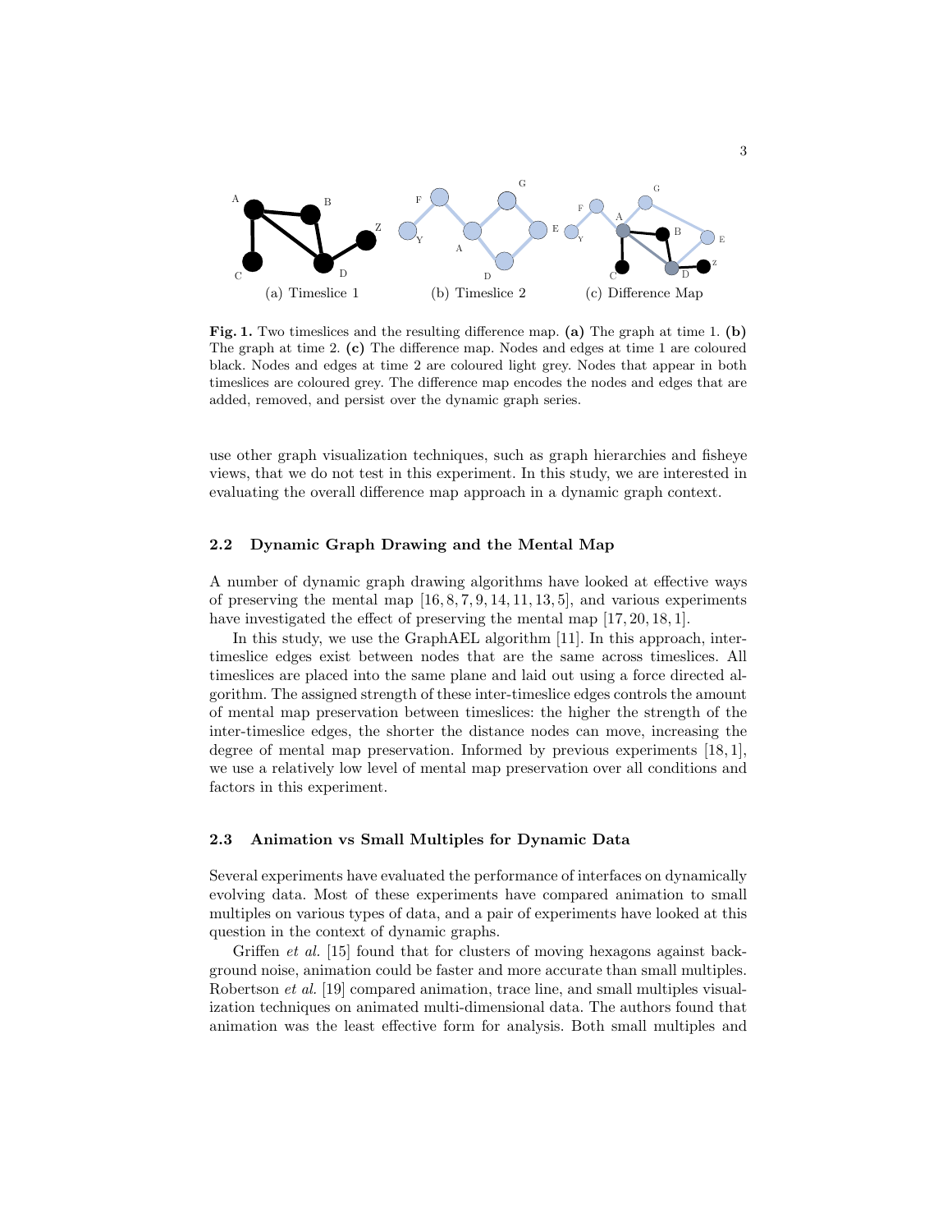(a) Timeslice 1 (b) Timeslice 2 (c) Difference Map

**Fig. 1.** Two timeslices and the resulting difference map. **(a)** The graph at time 1. **(b)** The graph at time 2. **(c)** The difference map. Nodes and edges at time 1 are coloured black. Nodes and edges at time 2 are coloured light grey. Nodes that appear in both timeslices are coloured grey. The difference map encodes the nodes and edges that are added, removed, and persist over the dynamic graph series.

use other graph visualization techniques, such as graph hierarchies and fisheye views, that we do not test in this experiment. In this study, we are interested in evaluating the overall difference map approach in a dynamic graph context.

### 2.2 Dynamic Graph Drawing and the Mental Map

A number of dynamic graph drawing algorithms have looked at effective ways of preserving the mental map [16, 8, 7, 9, 14, 11, 13, 5], and various experiments have investigated the effect of preserving the mental map [17, 20, 18, 1].

In this study, we use the GraphAEL algorithm [11]. In this approach, inter-timeslice edges exist between nodes that are the same across timeslices. All timeslices are placed into the same plane and laid out using a force directed algorithm. The assigned strength of these inter-timeslice edges controls the amount of mental map preservation between timeslices: the higher the strength of the inter-timeslice edges, the shorter the distance nodes can move, increasing the degree of mental map preservation. Informed by previous experiments [18, 1], we use a relatively low level of mental map preservation over all conditions and factors in this experiment.

### 2.3 Animation vs Small Multiples for Dynamic Data

Several experiments have evaluated the performance of interfaces on dynamically evolving data. Most of these experiments have compared animation to small multiples on various types of data, and a pair of experiments have looked at this question in the context of dynamic graphs.

Griffen *et al.* [15] found that for clusters of moving hexagons against background noise, animation could be faster and more accurate than small multiples. Robertson *et al.* [19] compared animation, trace line, and small multiples visualization techniques on animated multi-dimensional data. The authors found that animation was the least effective form for analysis. Both small multiples and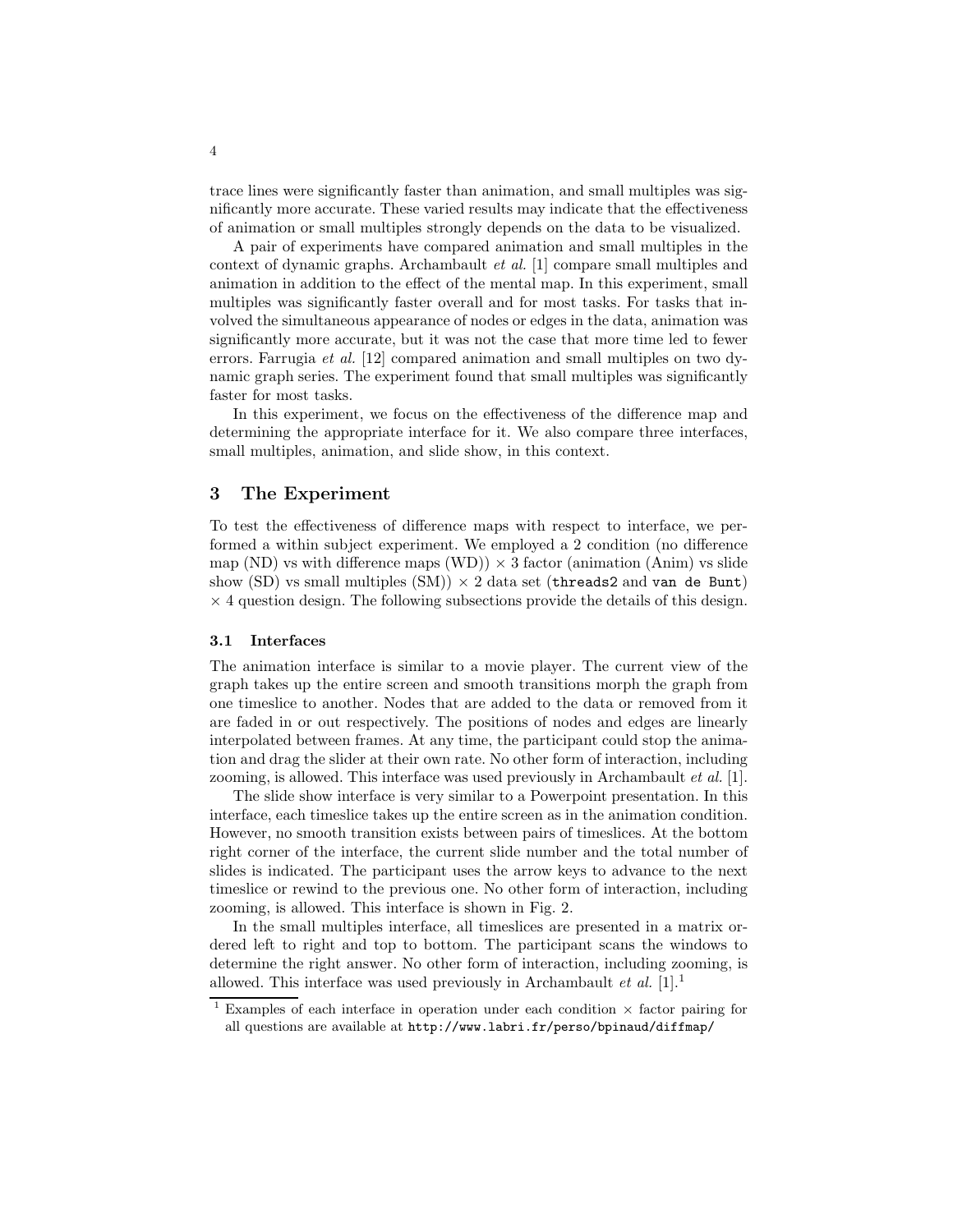trace lines were significantly faster than animation, and small multiples was significantly more accurate. These varied results may indicate that the effectiveness of animation or small multiples strongly depends on the data to be visualized.

A pair of experiments have compared animation and small multiples in the context of dynamic graphs. Archambault *et al.* [1] compare small multiples and animation in addition to the effect of the mental map. In this experiment, small multiples was significantly faster overall and for most tasks. For tasks that involved the simultaneous appearance of nodes or edges in the data, animation was significantly more accurate, but it was not the case that more time led to fewer errors. Farrugia *et al.* [12] compared animation and small multiples on two dynamic graph series. The experiment found that small multiples was significantly faster for most tasks.

In this experiment, we focus on the effectiveness of the difference map and determining the appropriate interface for it. We also compare three interfaces, small multiples, animation, and slide show, in this context.

## 3 The Experiment

To test the effectiveness of difference maps with respect to interface, we performed a within subject experiment. We employed a 2 condition (no difference map (ND) vs with difference maps (WD)) $\times$ 3 factor (animation (Anim) vs slide show (SD) vs small multiples (SM)) $\times$ 2 data set (`threads2` and `van de Bunt`) $\times$ 4 question design. The following subsections provide the details of this design.

### 3.1 Interfaces

The animation interface is similar to a movie player. The current view of the graph takes up the entire screen and smooth transitions morph the graph from one timeslice to another. Nodes that are added to the data or removed from it are faded in or out respectively. The positions of nodes and edges are linearly interpolated between frames. At any time, the participant could stop the animation and drag the slider at their own rate. No other form of interaction, including zooming, is allowed. This interface was used previously in Archambault *et al.* [1].

The slide show interface is very similar to a Powerpoint presentation. In this interface, each timeslice takes up the entire screen as in the animation condition. However, no smooth transition exists between pairs of timeslices. At the bottom right corner of the interface, the current slide number and the total number of slides is indicated. The participant uses the arrow keys to advance to the next timeslice or rewind to the previous one. No other form of interaction, including zooming, is allowed. This interface is shown in Fig. 2.

In the small multiples interface, all timeslices are presented in a matrix ordered left to right and top to bottom. The participant scans the windows to determine the right answer. No other form of interaction, including zooming, is allowed. This interface was used previously in Archambault *et al.* [1].[1]

[1] Examples of each interface in operation under each condition $\times$ factor pairing for all questions are available at `http://www.labri.fr/perso/bpinaud/diffmap/`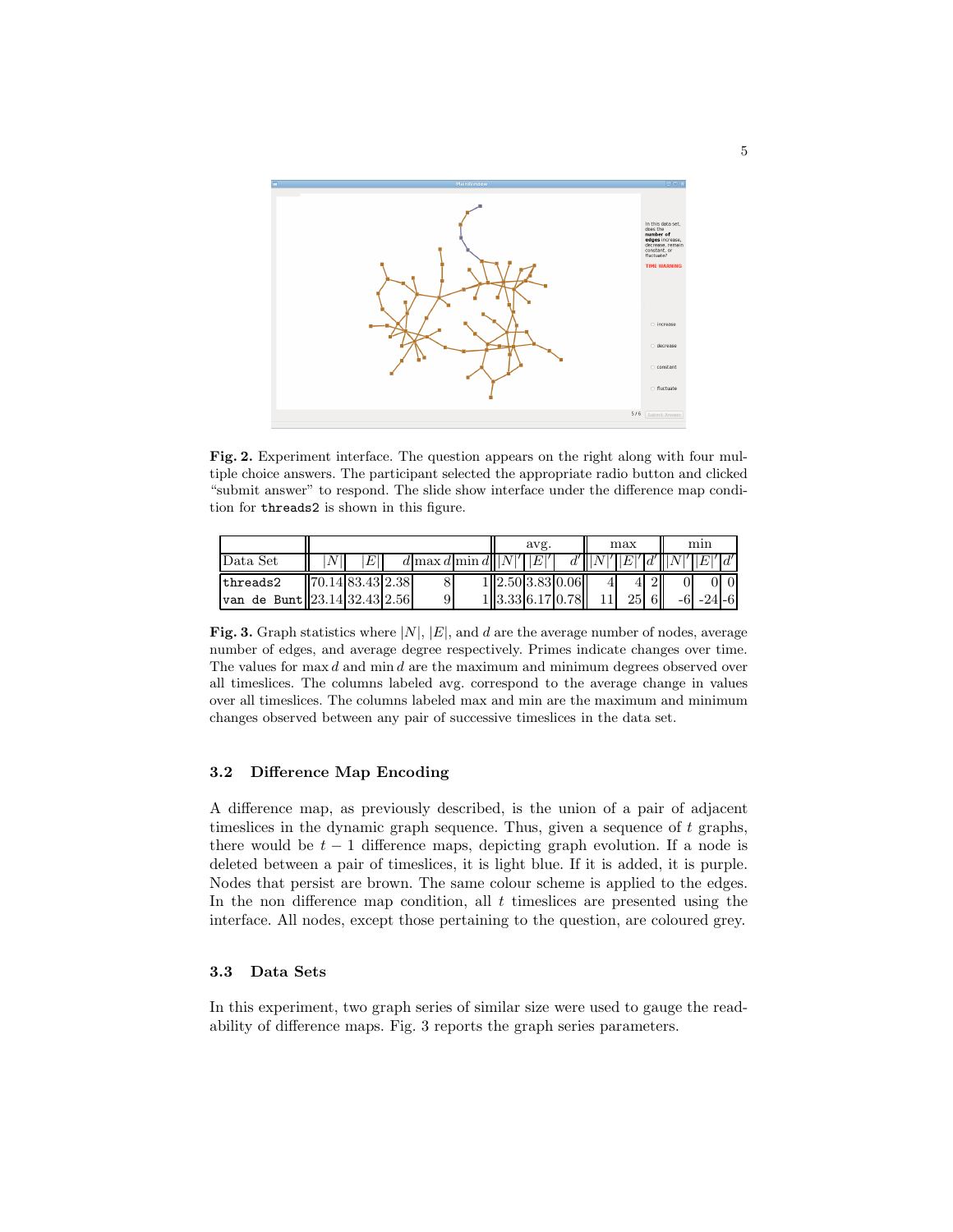**Fig. 2.** Experiment interface. The question appears on the right along with four multiple choice answers. The participant selected the appropriate radio button and clicked "submit answer" to respond. The slide show interface under the difference map condition for `threads2` is shown in this figure.

| | | | | | | avg. | | | max | | | min | | |
|---|---|---|---|---|---|---|---|---|---|---|---|---|---|---|
| Data Set | $\vert N\vert$ | $\vert E\vert$ | $d$ | $\max d$ | $\min d$ | $\vert N\vert'$ | $\vert E\vert'$ | $d'$ | $\vert N\vert'$ | $\vert E\vert'$ | $d'$ | $\vert N\vert'$ | $\vert E\vert'$ | $d'$ |
| `threads2` | 70.14 | 83.43 | 2.38 | 8 | 1 | 2.50 | 3.83 | 0.06 | 4 | 4 | 2 | 0 | 0 | 0 |
| `van de Bunt` | 23.14 | 32.43 | 2.56 | 9 | 1 | 3.33 | 6.17 | 0.78 | 11 | 25 | 6 | -6 | -24 | -6 |

**Fig. 3.** Graph statistics where $|N|$, $|E|$, and $d$ are the average number of nodes, average number of edges, and average degree respectively. Primes indicate changes over time. The values for $\max d$ and $\min d$ are the maximum and minimum degrees observed over all timeslices. The columns labeled avg. correspond to the average change in values over all timeslices. The columns labeled max and min are the maximum and minimum changes observed between any pair of successive timeslices in the data set.

### 3.2 Difference Map Encoding

A difference map, as previously described, is the union of a pair of adjacent timeslices in the dynamic graph sequence. Thus, given a sequence of $t$ graphs, there would be $t - 1$ difference maps, depicting graph evolution. If a node is deleted between a pair of timeslices, it is light blue. If it is added, it is purple. Nodes that persist are brown. The same colour scheme is applied to the edges. In the non difference map condition, all $t$ timeslices are presented using the interface. All nodes, except those pertaining to the question, are coloured grey.

### 3.3 Data Sets

In this experiment, two graph series of similar size were used to gauge the readability of difference maps. Fig. 3 reports the graph series parameters.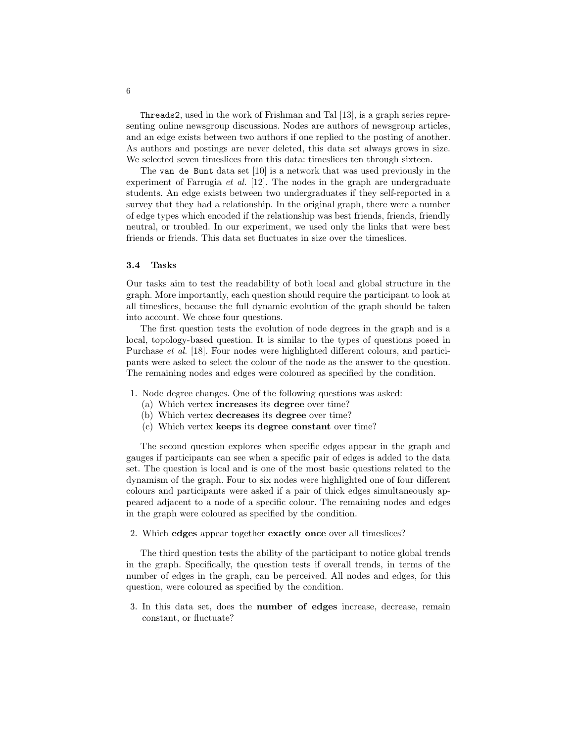`Threads2`, used in the work of Frishman and Tal [13], is a graph series representing online newsgroup discussions. Nodes are authors of newsgroup articles, and an edge exists between two authors if one replied to the posting of another. As authors and postings are never deleted, this data set always grows in size. We selected seven timeslices from this data: timeslices ten through sixteen.

The `van de Bunt` data set [10] is a network that was used previously in the experiment of Farrugia *et al.* [12]. The nodes in the graph are undergraduate students. An edge exists between two undergraduates if they self-reported in a survey that they had a relationship. In the original graph, there were a number of edge types which encoded if the relationship was best friends, friends, friendly neutral, or troubled. In our experiment, we used only the links that were best friends or friends. This data set fluctuates in size over the timeslices.

### 3.4 Tasks

Our tasks aim to test the readability of both local and global structure in the graph. More importantly, each question should require the participant to look at all timeslices, because the full dynamic evolution of the graph should be taken into account. We chose four questions.

The first question tests the evolution of node degrees in the graph and is a local, topology-based question. It is similar to the types of questions posed in Purchase *et al.* [18]. Four nodes were highlighted different colours, and participants were asked to select the colour of the node as the answer to the question. The remaining nodes and edges were coloured as specified by the condition.

1. Node degree changes. One of the following questions was asked:
   (a) Which vertex **increases** its **degree** over time?
   (b) Which vertex **decreases** its **degree** over time?
   (c) Which vertex **keeps** its **degree constant** over time?

The second question explores when specific edges appear in the graph and gauges if participants can see when a specific pair of edges is added to the data set. The question is local and is one of the most basic questions related to the dynamism of the graph. Four to six nodes were highlighted one of four different colours and participants were asked if a pair of thick edges simultaneously appeared adjacent to a node of a specific colour. The remaining nodes and edges in the graph were coloured as specified by the condition.

2. Which **edges** appear together **exactly once** over all timeslices?

The third question tests the ability of the participant to notice global trends in the graph. Specifically, the question tests if overall trends, in terms of the number of edges in the graph, can be perceived. All nodes and edges, for this question, were coloured as specified by the condition.

3. In this data set, does the **number of edges** increase, decrease, remain constant, or fluctuate?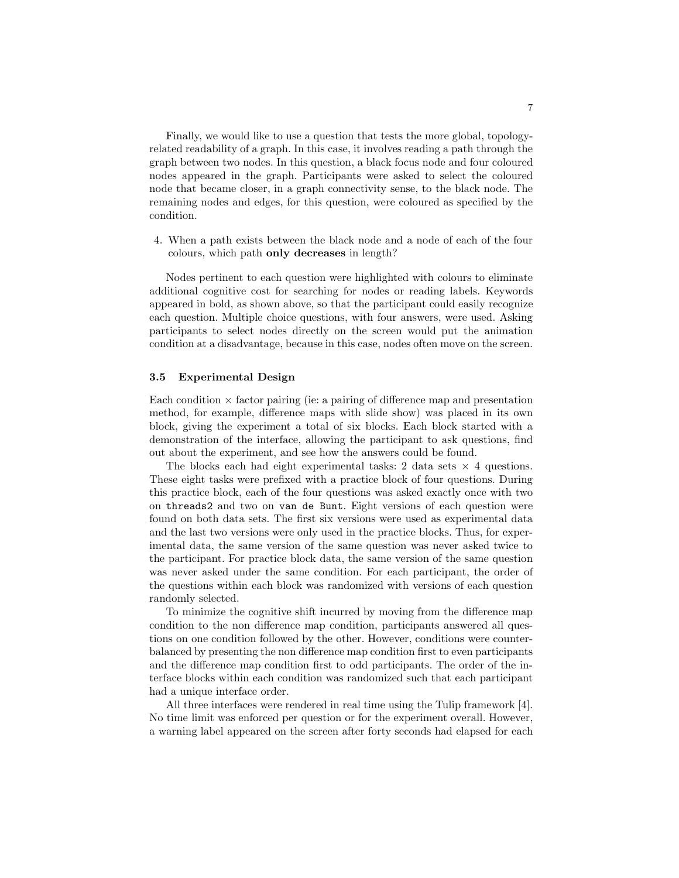Finally, we would like to use a question that tests the more global, topology-related readability of a graph. In this case, it involves reading a path through the graph between two nodes. In this question, a black focus node and four coloured nodes appeared in the graph. Participants were asked to select the coloured node that became closer, in a graph connectivity sense, to the black node. The remaining nodes and edges, for this question, were coloured as specified by the condition.

4. When a path exists between the black node and a node of each of the four colours, which path **only decreases** in length?

Nodes pertinent to each question were highlighted with colours to eliminate additional cognitive cost for searching for nodes or reading labels. Keywords appeared in bold, as shown above, so that the participant could easily recognize each question. Multiple choice questions, with four answers, were used. Asking participants to select nodes directly on the screen would put the animation condition at a disadvantage, because in this case, nodes often move on the screen.

### 3.5 Experimental Design

Each condition $\times$ factor pairing (ie: a pairing of difference map and presentation method, for example, difference maps with slide show) was placed in its own block, giving the experiment a total of six blocks. Each block started with a demonstration of the interface, allowing the participant to ask questions, find out about the experiment, and see how the answers could be found.

The blocks each had eight experimental tasks: 2 data sets $\times$ 4 questions. These eight tasks were prefixed with a practice block of four questions. During this practice block, each of the four questions was asked exactly once with two on `threads2` and two on `van de Bunt`. Eight versions of each question were found on both data sets. The first six versions were used as experimental data and the last two versions were only used in the practice blocks. Thus, for experimental data, the same version of the same question was never asked twice to the participant. For practice block data, the same version of the same question was never asked under the same condition. For each participant, the order of the questions within each block was randomized with versions of each question randomly selected.

To minimize the cognitive shift incurred by moving from the difference map condition to the non difference map condition, participants answered all questions on one condition followed by the other. However, conditions were counterbalanced by presenting the non difference map condition first to even participants and the difference map condition first to odd participants. The order of the interface blocks within each condition was randomized such that each participant had a unique interface order.

All three interfaces were rendered in real time using the Tulip framework [4]. No time limit was enforced per question or for the experiment overall. However, a warning label appeared on the screen after forty seconds had elapsed for each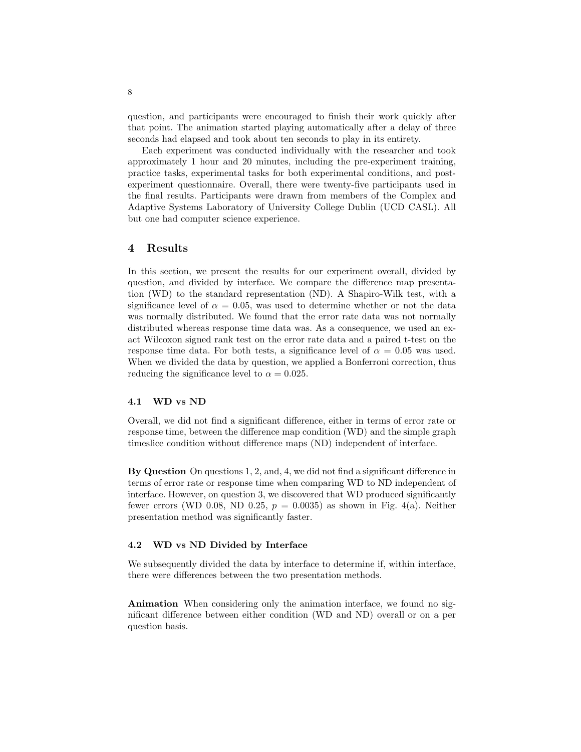question, and participants were encouraged to finish their work quickly after that point. The animation started playing automatically after a delay of three seconds had elapsed and took about ten seconds to play in its entirety.

Each experiment was conducted individually with the researcher and took approximately 1 hour and 20 minutes, including the pre-experiment training, practice tasks, experimental tasks for both experimental conditions, and post-experiment questionnaire. Overall, there were twenty-five participants used in the final results. Participants were drawn from members of the Complex and Adaptive Systems Laboratory of University College Dublin (UCD CASL). All but one had computer science experience.

## 4 Results

In this section, we present the results for our experiment overall, divided by question, and divided by interface. We compare the difference map presentation (WD) to the standard representation (ND). A Shapiro-Wilk test, with a significance level of $\alpha = 0.05$, was used to determine whether or not the data was normally distributed. We found that the error rate data was not normally distributed whereas response time data was. As a consequence, we used an exact Wilcoxon signed rank test on the error rate data and a paired t-test on the response time data. For both tests, a significance level of $\alpha = 0.05$ was used. When we divided the data by question, we applied a Bonferroni correction, thus reducing the significance level to $\alpha = 0.025$.

### 4.1 WD vs ND

Overall, we did not find a significant difference, either in terms of error rate or response time, between the difference map condition (WD) and the simple graph timeslice condition without difference maps (ND) independent of interface.

**By Question** On questions 1, 2, and, 4, we did not find a significant difference in terms of error rate or response time when comparing WD to ND independent of interface. However, on question 3, we discovered that WD produced significantly fewer errors (WD 0.08, ND 0.25, $p = 0.0035$) as shown in Fig. 4(a). Neither presentation method was significantly faster.

### 4.2 WD vs ND Divided by Interface

We subsequently divided the data by interface to determine if, within interface, there were differences between the two presentation methods.

**Animation** When considering only the animation interface, we found no significant difference between either condition (WD and ND) overall or on a per question basis.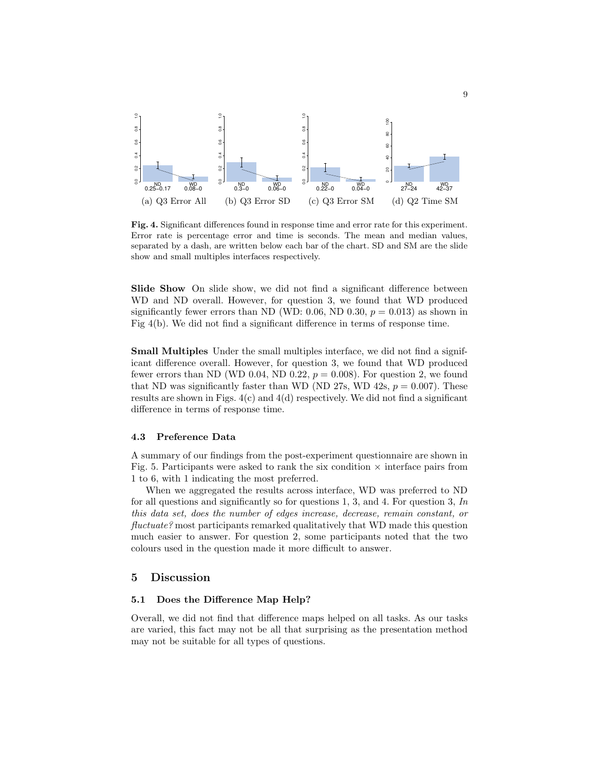(a) Q3 Error All (b) Q3 Error SD (c) Q3 Error SM (d) Q2 Time SM

**Fig. 4.** Significant differences found in response time and error rate for this experiment. Error rate is percentage error and time is seconds. The mean and median values, separated by a dash, are written below each bar of the chart. SD and SM are the slide show and small multiples interfaces respectively.

**Slide Show** On slide show, we did not find a significant difference between WD and ND overall. However, for question 3, we found that WD produced significantly fewer errors than ND (WD: 0.06, ND 0.30, $p = 0.013$) as shown in Fig 4(b). We did not find a significant difference in terms of response time.

**Small Multiples** Under the small multiples interface, we did not find a significant difference overall. However, for question 3, we found that WD produced fewer errors than ND (WD 0.04, ND 0.22, $p = 0.008$). For question 2, we found that ND was significantly faster than WD (ND 27s, WD 42s, $p = 0.007$). These results are shown in Figs. 4(c) and 4(d) respectively. We did not find a significant difference in terms of response time.

### 4.3 Preference Data

A summary of our findings from the post-experiment questionnaire are shown in Fig. 5. Participants were asked to rank the six condition × interface pairs from 1 to 6, with 1 indicating the most preferred.

When we aggregated the results across interface, WD was preferred to ND for all questions and significantly so for questions 1, 3, and 4. For question 3, *In this data set, does the number of edges increase, decrease, remain constant, or fluctuate?* most participants remarked qualitatively that WD made this question much easier to answer. For question 2, some participants noted that the two colours used in the question made it more difficult to answer.

## 5 Discussion

### 5.1 Does the Difference Map Help?

Overall, we did not find that difference maps helped on all tasks. As our tasks are varied, this fact may not be all that surprising as the presentation method may not be suitable for all types of questions.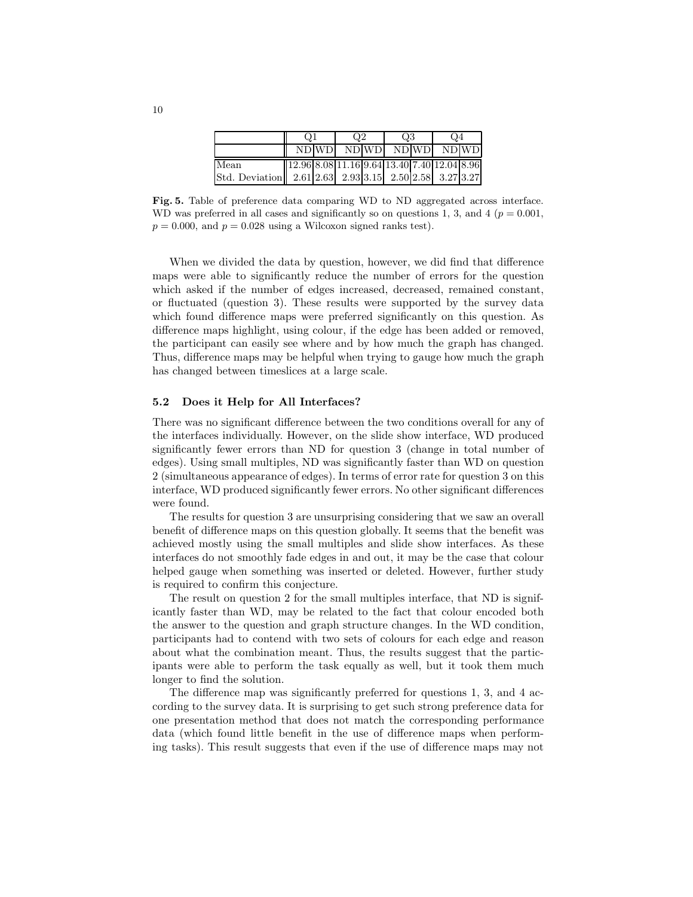| | Q1 | | Q2 | | Q3 | | Q4 | |
|---|---|---|---|---|---|---|---|---|
| | ND | WD | ND | WD | ND | WD | ND | WD |
| Mean | 12.96 | 8.08 | 11.16 | 9.64 | 13.40 | 7.40 | 12.04 | 8.96 |
| Std. Deviation | 2.61 | 2.63 | 2.93 | 3.15 | 2.50 | 2.58 | 3.27 | 3.27 |

**Fig. 5.** Table of preference data comparing WD to ND aggregated across interface. WD was preferred in all cases and significantly so on questions 1, 3, and 4 ($p = 0.001$, $p = 0.000$, and $p = 0.028$ using a Wilcoxon signed ranks test).

When we divided the data by question, however, we did find that difference maps were able to significantly reduce the number of errors for the question which asked if the number of edges increased, decreased, remained constant, or fluctuated (question 3). These results were supported by the survey data which found difference maps were preferred significantly on this question. As difference maps highlight, using colour, if the edge has been added or removed, the participant can easily see where and by how much the graph has changed. Thus, difference maps may be helpful when trying to gauge how much the graph has changed between timeslices at a large scale.

### 5.2 Does it Help for All Interfaces?

There was no significant difference between the two conditions overall for any of the interfaces individually. However, on the slide show interface, WD produced significantly fewer errors than ND for question 3 (change in total number of edges). Using small multiples, ND was significantly faster than WD on question 2 (simultaneous appearance of edges). In terms of error rate for question 3 on this interface, WD produced significantly fewer errors. No other significant differences were found.

The results for question 3 are unsurprising considering that we saw an overall benefit of difference maps on this question globally. It seems that the benefit was achieved mostly using the small multiples and slide show interfaces. As these interfaces do not smoothly fade edges in and out, it may be the case that colour helped gauge when something was inserted or deleted. However, further study is required to confirm this conjecture.

The result on question 2 for the small multiples interface, that ND is significantly faster than WD, may be related to the fact that colour encoded both the answer to the question and graph structure changes. In the WD condition, participants had to contend with two sets of colours for each edge and reason about what the combination meant. Thus, the results suggest that the participants were able to perform the task equally as well, but it took them much longer to find the solution.

The difference map was significantly preferred for questions 1, 3, and 4 according to the survey data. It is surprising to get such strong preference data for one presentation method that does not match the corresponding performance data (which found little benefit in the use of difference maps when performing tasks). This result suggests that even if the use of difference maps may not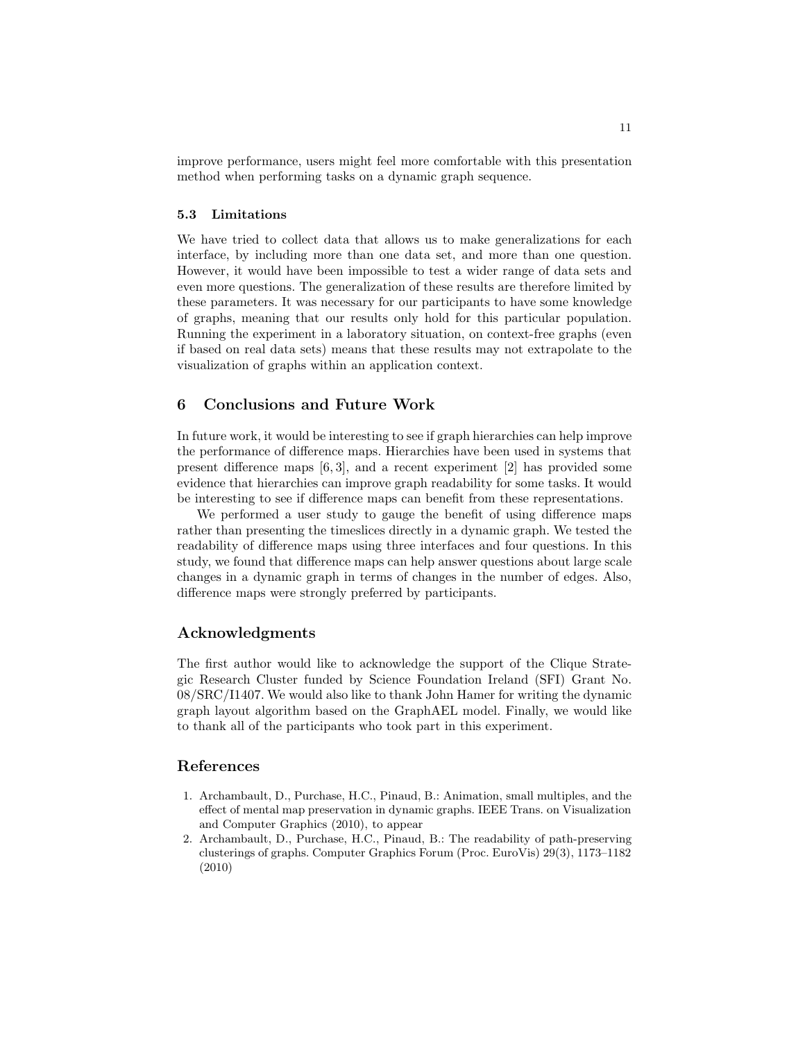improve performance, users might feel more comfortable with this presentation method when performing tasks on a dynamic graph sequence.

### 5.3 Limitations

We have tried to collect data that allows us to make generalizations for each interface, by including more than one data set, and more than one question. However, it would have been impossible to test a wider range of data sets and even more questions. The generalization of these results are therefore limited by these parameters. It was necessary for our participants to have some knowledge of graphs, meaning that our results only hold for this particular population. Running the experiment in a laboratory situation, on context-free graphs (even if based on real data sets) means that these results may not extrapolate to the visualization of graphs within an application context.

## 6 Conclusions and Future Work

In future work, it would be interesting to see if graph hierarchies can help improve the performance of difference maps. Hierarchies have been used in systems that present difference maps [6, 3], and a recent experiment [2] has provided some evidence that hierarchies can improve graph readability for some tasks. It would be interesting to see if difference maps can benefit from these representations.

We performed a user study to gauge the benefit of using difference maps rather than presenting the timeslices directly in a dynamic graph. We tested the readability of difference maps using three interfaces and four questions. In this study, we found that difference maps can help answer questions about large scale changes in a dynamic graph in terms of changes in the number of edges. Also, difference maps were strongly preferred by participants.

## Acknowledgments

The first author would like to acknowledge the support of the Clique Strategic Research Cluster funded by Science Foundation Ireland (SFI) Grant No. 08/SRC/I1407. We would also like to thank John Hamer for writing the dynamic graph layout algorithm based on the GraphAEL model. Finally, we would like to thank all of the participants who took part in this experiment.

## References

1. Archambault, D., Purchase, H.C., Pinaud, B.: Animation, small multiples, and the effect of mental map preservation in dynamic graphs. IEEE Trans. on Visualization and Computer Graphics (2010), to appear
2. Archambault, D., Purchase, H.C., Pinaud, B.: The readability of path-preserving clusterings of graphs. Computer Graphics Forum (Proc. EuroVis) 29(3), 1173–1182 (2010)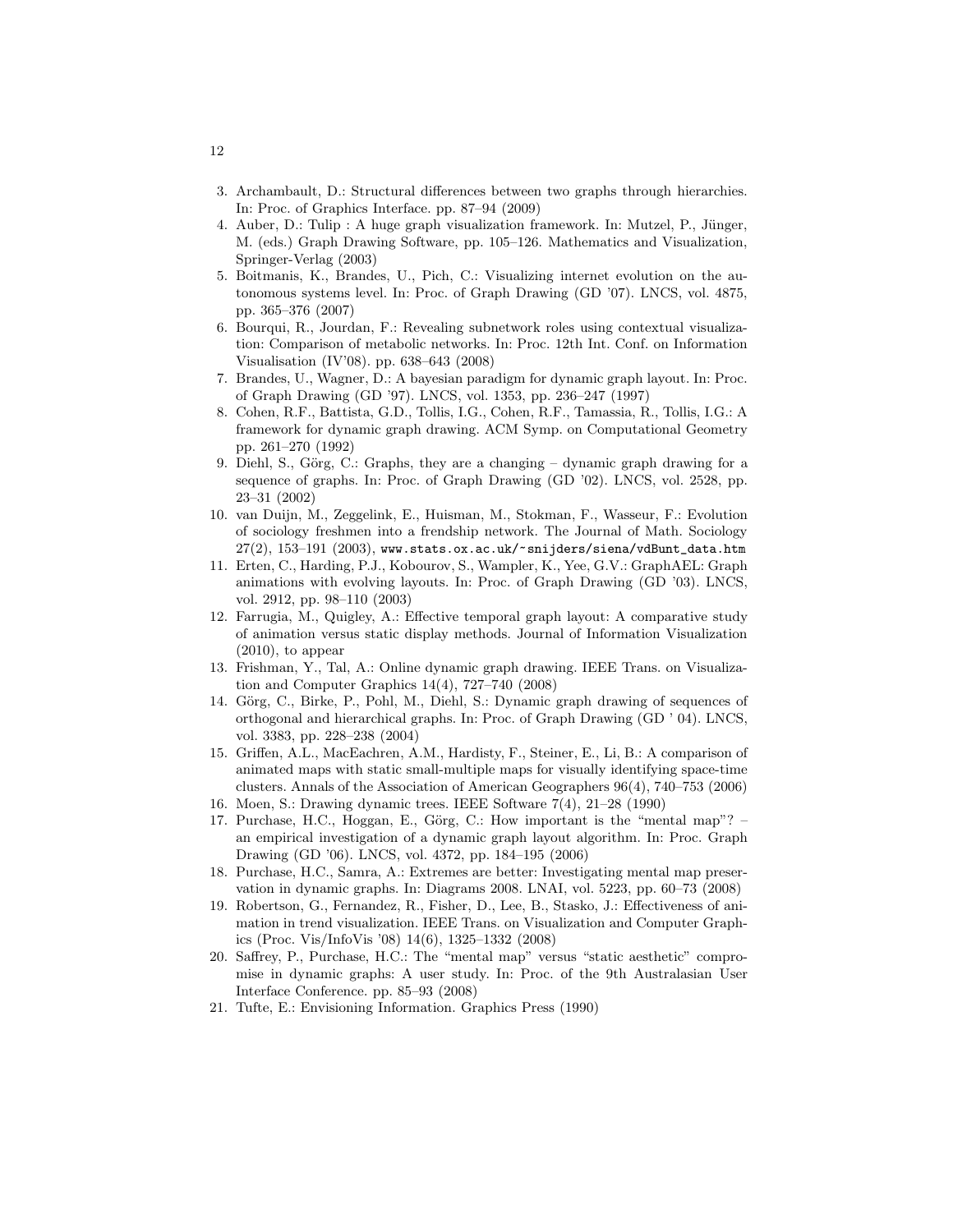3. Archambault, D.: Structural differences between two graphs through hierarchies. In: Proc. of Graphics Interface. pp. 87–94 (2009)
4. Auber, D.: Tulip : A huge graph visualization framework. In: Mutzel, P., Jünger, M. (eds.) Graph Drawing Software, pp. 105–126. Mathematics and Visualization, Springer-Verlag (2003)
5. Boitmanis, K., Brandes, U., Pich, C.: Visualizing internet evolution on the autonomous systems level. In: Proc. of Graph Drawing (GD '07). LNCS, vol. 4875, pp. 365–376 (2007)
6. Bourqui, R., Jourdan, F.: Revealing subnetwork roles using contextual visualization: Comparison of metabolic networks. In: Proc. 12th Int. Conf. on Information Visualisation (IV'08). pp. 638–643 (2008)
7. Brandes, U., Wagner, D.: A bayesian paradigm for dynamic graph layout. In: Proc. of Graph Drawing (GD '97). LNCS, vol. 1353, pp. 236–247 (1997)
8. Cohen, R.F., Battista, G.D., Tollis, I.G., Cohen, R.F., Tamassia, R., Tollis, I.G.: A framework for dynamic graph drawing. ACM Symp. on Computational Geometry pp. 261–270 (1992)
9. Diehl, S., Görg, C.: Graphs, they are a changing – dynamic graph drawing for a sequence of graphs. In: Proc. of Graph Drawing (GD '02). LNCS, vol. 2528, pp. 23–31 (2002)
10. van Duijn, M., Zeggelink, E., Huisman, M., Stokman, F., Wasseur, F.: Evolution of sociology freshmen into a frendship network. The Journal of Math. Sociology 27(2), 153–191 (2003), `www.stats.ox.ac.uk/~snijders/siena/vdBunt_data.htm`
11. Erten, C., Harding, P.J., Kobourov, S., Wampler, K., Yee, G.V.: GraphAEL: Graph animations with evolving layouts. In: Proc. of Graph Drawing (GD '03). LNCS, vol. 2912, pp. 98–110 (2003)
12. Farrugia, M., Quigley, A.: Effective temporal graph layout: A comparative study of animation versus static display methods. Journal of Information Visualization (2010), to appear
13. Frishman, Y., Tal, A.: Online dynamic graph drawing. IEEE Trans. on Visualization and Computer Graphics 14(4), 727–740 (2008)
14. Görg, C., Birke, P., Pohl, M., Diehl, S.: Dynamic graph drawing of sequences of orthogonal and hierarchical graphs. In: Proc. of Graph Drawing (GD ' 04). LNCS, vol. 3383, pp. 228–238 (2004)
15. Griffen, A.L., MacEachren, A.M., Hardisty, F., Steiner, E., Li, B.: A comparison of animated maps with static small-multiple maps for visually identifying space-time clusters. Annals of the Association of American Geographers 96(4), 740–753 (2006)
16. Moen, S.: Drawing dynamic trees. IEEE Software 7(4), 21–28 (1990)
17. Purchase, H.C., Hoggan, E., Görg, C.: How important is the "mental map"? – an empirical investigation of a dynamic graph layout algorithm. In: Proc. Graph Drawing (GD '06). LNCS, vol. 4372, pp. 184–195 (2006)
18. Purchase, H.C., Samra, A.: Extremes are better: Investigating mental map preservation in dynamic graphs. In: Diagrams 2008. LNAI, vol. 5223, pp. 60–73 (2008)
19. Robertson, G., Fernandez, R., Fisher, D., Lee, B., Stasko, J.: Effectiveness of animation in trend visualization. IEEE Trans. on Visualization and Computer Graphics (Proc. Vis/InfoVis '08) 14(6), 1325–1332 (2008)
20. Saffrey, P., Purchase, H.C.: The "mental map" versus "static aesthetic" compromise in dynamic graphs: A user study. In: Proc. of the 9th Australasian User Interface Conference. pp. 85–93 (2008)
21. Tufte, E.: Envisioning Information. Graphics Press (1990)